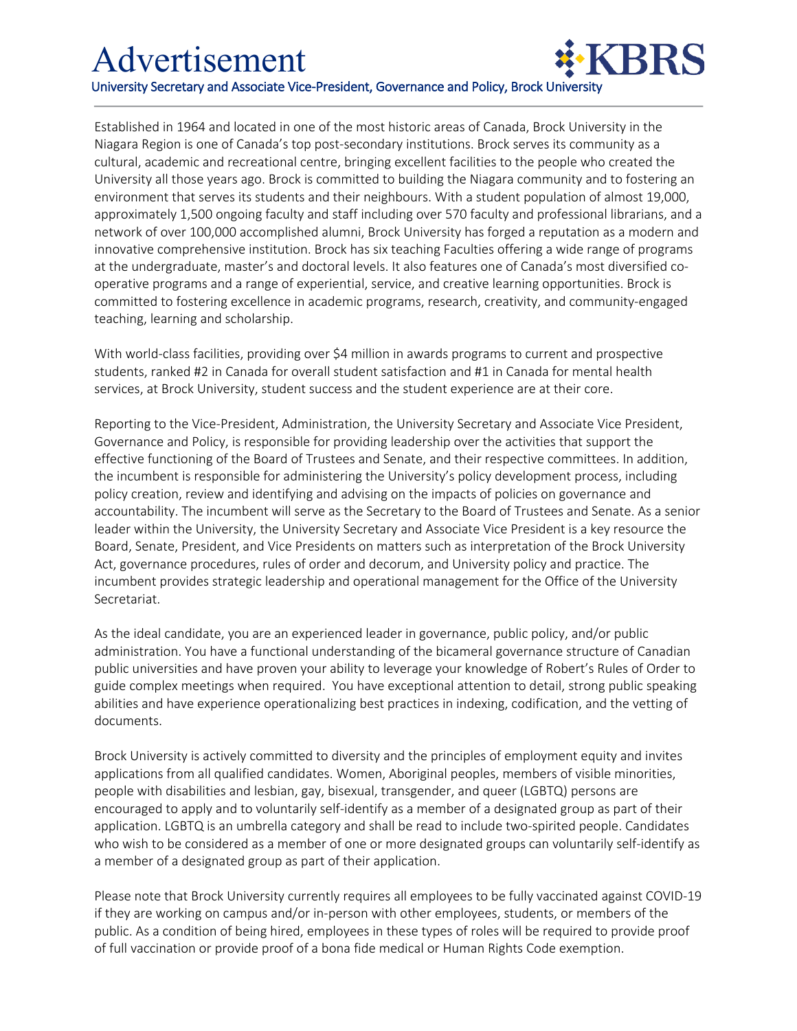# Advertisement

KBRS

## University Secretary and Associate Vice-President, Governance and Policy, Brock University

Established in 1964 and located in one of the most historic areas of Canada, Brock University in the Niagara Region is one of Canada's top post-secondary institutions. Brock serves its community as a cultural, academic and recreational centre, bringing excellent facilities to the people who created the University all those years ago. Brock is committed to building the Niagara community and to fostering an environment that serves its students and their neighbours. With a student population of almost 19,000, approximately 1,500 ongoing faculty and staff including over 570 faculty and professional librarians, and a network of over 100,000 accomplished alumni, Brock University has forged a reputation as a modern and innovative comprehensive institution. Brock has six teaching Faculties offering a wide range of programs at the undergraduate, master's and doctoral levels. It also features one of Canada's most diversified co-operative programs and a range of experiential, service, and creative learning opportunities. Brock is committed to fostering excellence in academic programs, research, creativity, and community-engaged teaching, learning and scholarship.

With world-class facilities, providing over $4 million in awards programs to current and prospective students, ranked #2 in Canada for overall student satisfaction and #1 in Canada for mental health services, at Brock University, student success and the student experience are at their core.

Reporting to the Vice-President, Administration, the University Secretary and Associate Vice President, Governance and Policy, is responsible for providing leadership over the activities that support the effective functioning of the Board of Trustees and Senate, and their respective committees. In addition, the incumbent is responsible for administering the University's policy development process, including policy creation, review and identifying and advising on the impacts of policies on governance and accountability. The incumbent will serve as the Secretary to the Board of Trustees and Senate. As a senior leader within the University, the University Secretary and Associate Vice President is a key resource the Board, Senate, President, and Vice Presidents on matters such as interpretation of the Brock University Act, governance procedures, rules of order and decorum, and University policy and practice. The incumbent provides strategic leadership and operational management for the Office of the University Secretariat.

As the ideal candidate, you are an experienced leader in governance, public policy, and/or public administration. You have a functional understanding of the bicameral governance structure of Canadian public universities and have proven your ability to leverage your knowledge of Robert's Rules of Order to guide complex meetings when required. You have exceptional attention to detail, strong public speaking abilities and have experience operationalizing best practices in indexing, codification, and the vetting of documents.

Brock University is actively committed to diversity and the principles of employment equity and invites applications from all qualified candidates. Women, Aboriginal peoples, members of visible minorities, people with disabilities and lesbian, gay, bisexual, transgender, and queer (LGBTQ) persons are encouraged to apply and to voluntarily self-identify as a member of a designated group as part of their application. LGBTQ is an umbrella category and shall be read to include two-spirited people. Candidates who wish to be considered as a member of one or more designated groups can voluntarily self-identify as a member of a designated group as part of their application.

Please note that Brock University currently requires all employees to be fully vaccinated against COVID-19 if they are working on campus and/or in-person with other employees, students, or members of the public. As a condition of being hired, employees in these types of roles will be required to provide proof of full vaccination or provide proof of a bona fide medical or Human Rights Code exemption.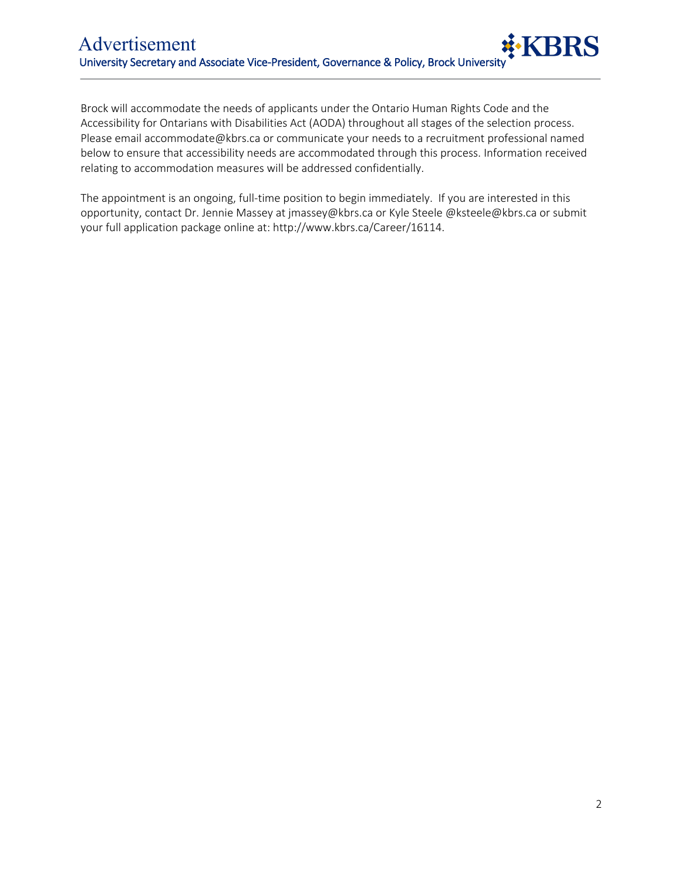Brock will accommodate the needs of applicants under the Ontario Human Rights Code and the Accessibility for Ontarians with Disabilities Act (AODA) throughout all stages of the selection process. Please email accommodate@kbrs.ca or communicate your needs to a recruitment professional named below to ensure that accessibility needs are accommodated through this process. Information received relating to accommodation measures will be addressed confidentially.

The appointment is an ongoing, full-time position to begin immediately. If you are interested in this opportunity, contact Dr. Jennie Massey at jmassey@kbrs.ca or Kyle Steele @ksteele@kbrs.ca or submit your full application package online at: http://www.kbrs.ca/Career/16114.